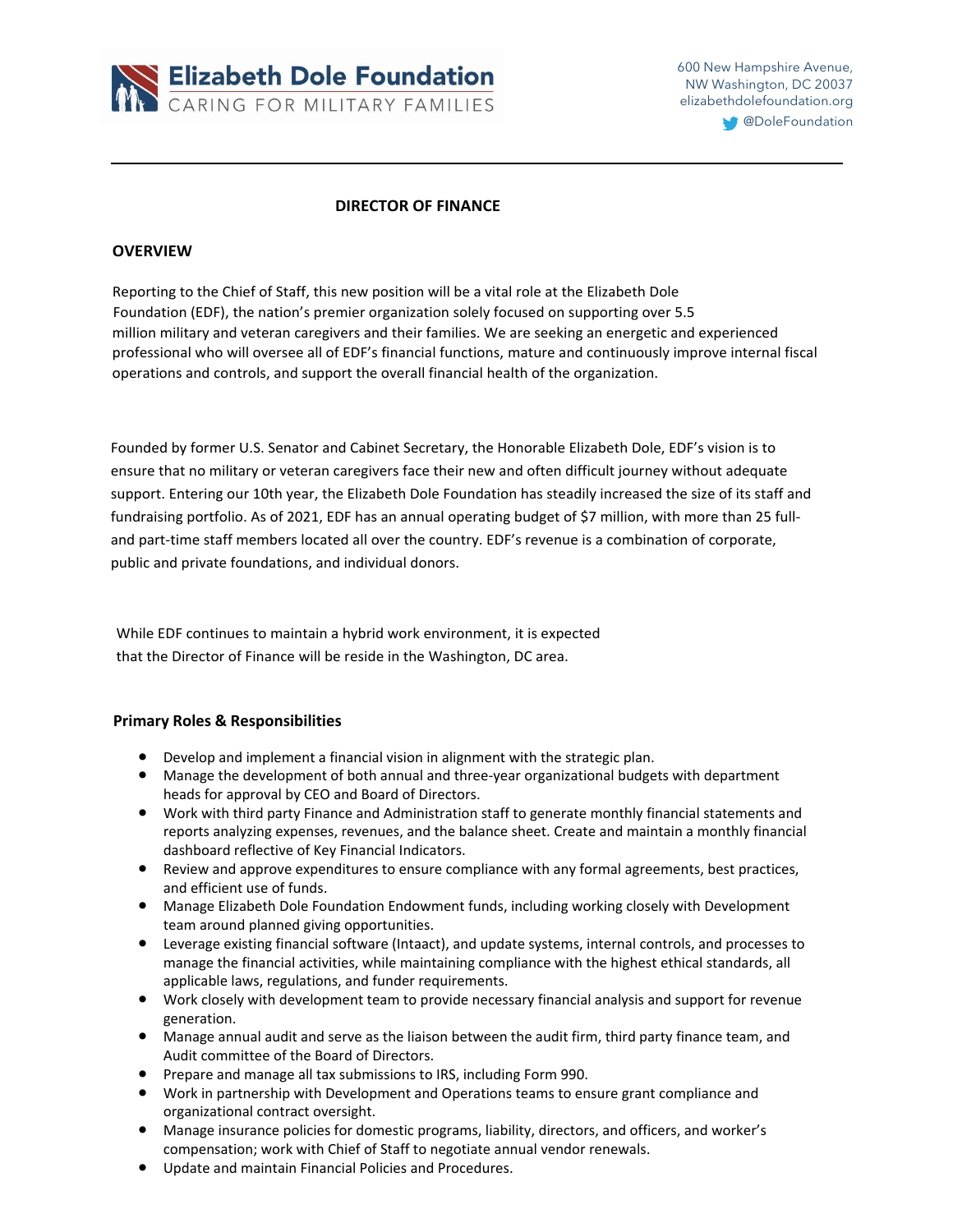Elizabeth Dole Foundation
CARING FOR MILITARY FAMILIES

600 New Hampshire Avenue,
NW Washington, DC 20037
elizabethdolefoundation.org
@DoleFoundation

---

# DIRECTOR OF FINANCE

## OVERVIEW

Reporting to the Chief of Staff, this new position will be a vital role at the Elizabeth Dole Foundation (EDF), the nation's premier organization solely focused on supporting over 5.5 million military and veteran caregivers and their families. We are seeking an energetic and experienced professional who will oversee all of EDF's financial functions, mature and continuously improve internal fiscal operations and controls, and support the overall financial health of the organization.

Founded by former U.S. Senator and Cabinet Secretary, the Honorable Elizabeth Dole, EDF's vision is to ensure that no military or veteran caregivers face their new and often difficult journey without adequate support. Entering our 10th year, the Elizabeth Dole Foundation has steadily increased the size of its staff and fundraising portfolio. As of 2021, EDF has an annual operating budget of $7 million, with more than 25 full- and part-time staff members located all over the country. EDF's revenue is a combination of corporate, public and private foundations, and individual donors.

While EDF continues to maintain a hybrid work environment, it is expected that the Director of Finance will be reside in the Washington, DC area.

## Primary Roles & Responsibilities

- Develop and implement a financial vision in alignment with the strategic plan.
- Manage the development of both annual and three-year organizational budgets with department heads for approval by CEO and Board of Directors.
- Work with third party Finance and Administration staff to generate monthly financial statements and reports analyzing expenses, revenues, and the balance sheet. Create and maintain a monthly financial dashboard reflective of Key Financial Indicators.
- Review and approve expenditures to ensure compliance with any formal agreements, best practices, and efficient use of funds.
- Manage Elizabeth Dole Foundation Endowment funds, including working closely with Development team around planned giving opportunities.
- Leverage existing financial software (Intaact), and update systems, internal controls, and processes to manage the financial activities, while maintaining compliance with the highest ethical standards, all applicable laws, regulations, and funder requirements.
- Work closely with development team to provide necessary financial analysis and support for revenue generation.
- Manage annual audit and serve as the liaison between the audit firm, third party finance team, and Audit committee of the Board of Directors.
- Prepare and manage all tax submissions to IRS, including Form 990.
- Work in partnership with Development and Operations teams to ensure grant compliance and organizational contract oversight.
- Manage insurance policies for domestic programs, liability, directors, and officers, and worker's compensation; work with Chief of Staff to negotiate annual vendor renewals.
- Update and maintain Financial Policies and Procedures.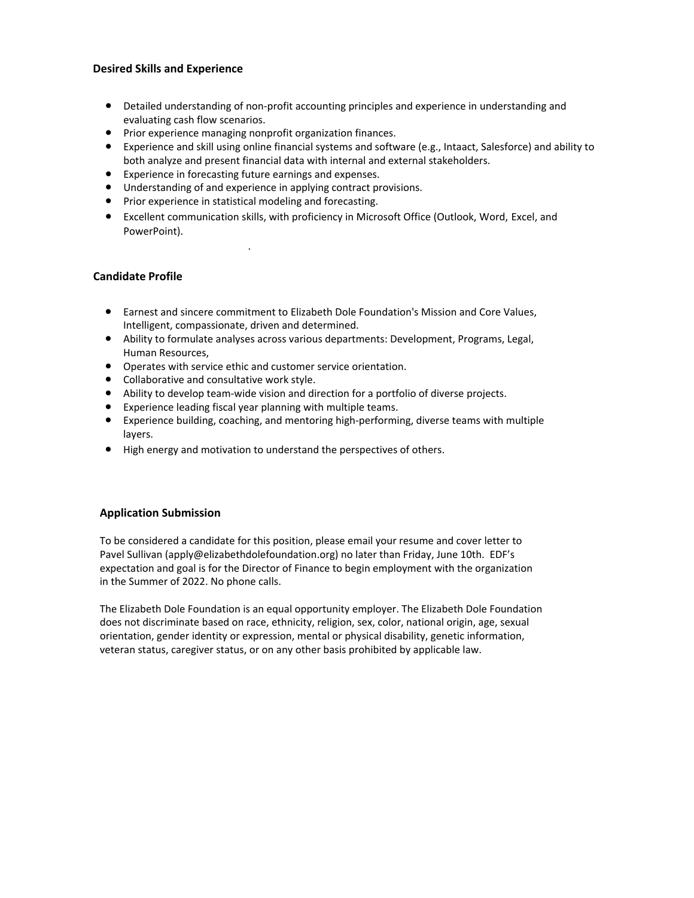### Desired Skills and Experience

- Detailed understanding of non-profit accounting principles and experience in understanding and evaluating cash flow scenarios.
- Prior experience managing nonprofit organization finances.
- Experience and skill using online financial systems and software (e.g., Intaact, Salesforce) and ability to both analyze and present financial data with internal and external stakeholders.
- Experience in forecasting future earnings and expenses.
- Understanding of and experience in applying contract provisions.
- Prior experience in statistical modeling and forecasting.
- Excellent communication skills, with proficiency in Microsoft Office (Outlook, Word, Excel, and PowerPoint).

### Candidate Profile

- Earnest and sincere commitment to Elizabeth Dole Foundation's Mission and Core Values, Intelligent, compassionate, driven and determined.
- Ability to formulate analyses across various departments: Development, Programs, Legal, Human Resources,
- Operates with service ethic and customer service orientation.
- Collaborative and consultative work style.
- Ability to develop team-wide vision and direction for a portfolio of diverse projects.
- Experience leading fiscal year planning with multiple teams.
- Experience building, coaching, and mentoring high-performing, diverse teams with multiple layers.
- High energy and motivation to understand the perspectives of others.

### Application Submission

To be considered a candidate for this position, please email your resume and cover letter to Pavel Sullivan (apply@elizabethdolefoundation.org) no later than Friday, June 10th. EDF's expectation and goal is for the Director of Finance to begin employment with the organization in the Summer of 2022. No phone calls.

The Elizabeth Dole Foundation is an equal opportunity employer. The Elizabeth Dole Foundation does not discriminate based on race, ethnicity, religion, sex, color, national origin, age, sexual orientation, gender identity or expression, mental or physical disability, genetic information, veteran status, caregiver status, or on any other basis prohibited by applicable law.